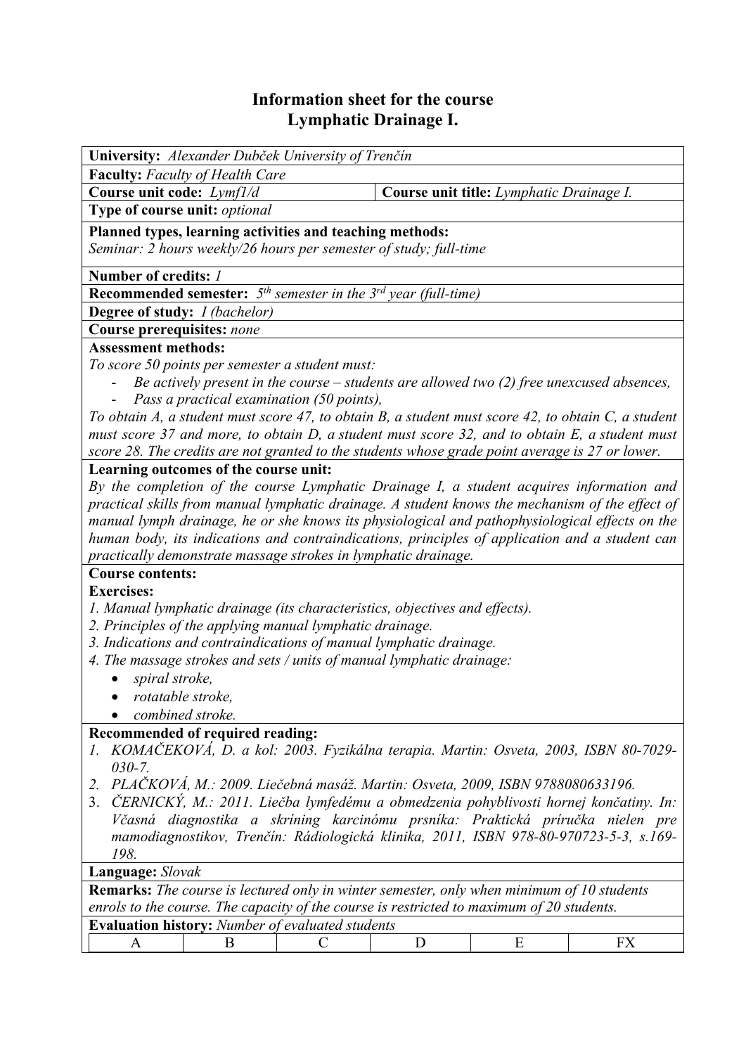# Information sheet for the course
# Lymphatic Drainage I.

**University:** *Alexander Dubček University of Trenčín*

**Faculty:** *Faculty of Health Care*

**Course unit code:** *Lymf1/d* | **Course unit title:** *Lymphatic Drainage I.*

**Type of course unit:** *optional*

**Planned types, learning activities and teaching methods:**
*Seminar: 2 hours weekly/26 hours per semester of study; full-time*

**Number of credits:** *1*

**Recommended semester:** *5th semester in the 3rd year (full-time)*

**Degree of study:** *I (bachelor)*

**Course prerequisites:** *none*

**Assessment methods:**
*To score 50 points per semester a student must:*
- *Be actively present in the course – students are allowed two (2) free unexcused absences,*
- *Pass a practical examination (50 points),*

*To obtain A, a student must score 47, to obtain B, a student must score 42, to obtain C, a student must score 37 and more, to obtain D, a student must score 32, and to obtain E, a student must score 28. The credits are not granted to the students whose grade point average is 27 or lower.*

**Learning outcomes of the course unit:**
*By the completion of the course Lymphatic Drainage I, a student acquires information and practical skills from manual lymphatic drainage. A student knows the mechanism of the effect of manual lymph drainage, he or she knows its physiological and pathophysiological effects on the human body, its indications and contraindications, principles of application and a student can practically demonstrate massage strokes in lymphatic drainage.*

**Course contents:**

**Exercises:**
1. *Manual lymphatic drainage (its characteristics, objectives and effects).*
2. *Principles of the applying manual lymphatic drainage.*
3. *Indications and contraindications of manual lymphatic drainage.*
4. *The massage strokes and sets / units of manual lymphatic drainage:*
   - *spiral stroke,*
   - *rotatable stroke,*
   - *combined stroke.*

**Recommended of required reading:**
1. *KOMAČEKOVÁ, D. a kol: 2003. Fyzikálna terapia. Martin: Osveta, 2003, ISBN 80-7029-030-7.*
2. *PLAČKOVÁ, M.: 2009. Liečebná masáž. Martin: Osveta, 2009, ISBN 9788080633196.*
3. *ČERNICKÝ, M.: 2011. Liečba lymfedému a obmedzenia pohyblivosti hornej končatiny. In: Včasná diagnostika a skríning karcinómu prsníka: Praktická príručka nielen pre mamodiagnostikov, Trenčín: Rádiologická klinika, 2011, ISBN 978-80-970723-5-3, s.169-198.*

**Language:** *Slovak*

**Remarks:** *The course is lectured only in winter semester, only when minimum of 10 students enrols to the course. The capacity of the course is restricted to maximum of 20 students.*

**Evaluation history:** *Number of evaluated students*

| A | B | C | D | E | FX |
|---|---|---|---|---|---|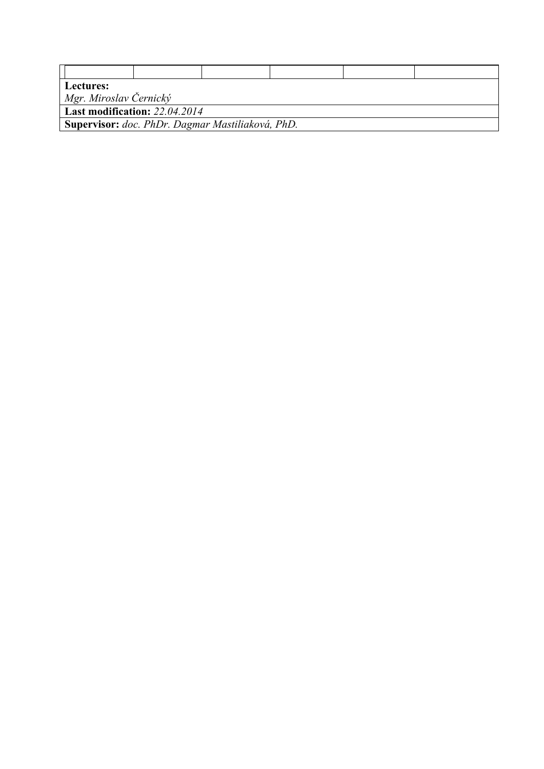| | | | | | |
|---|---|---|---|---|---|
| | | | | | |

**Lectures:**
*Mgr. Miroslav Černický*

**Last modification:** *22.04.2014*

**Supervisor:** *doc. PhDr. Dagmar Mastiliaková, PhD.*